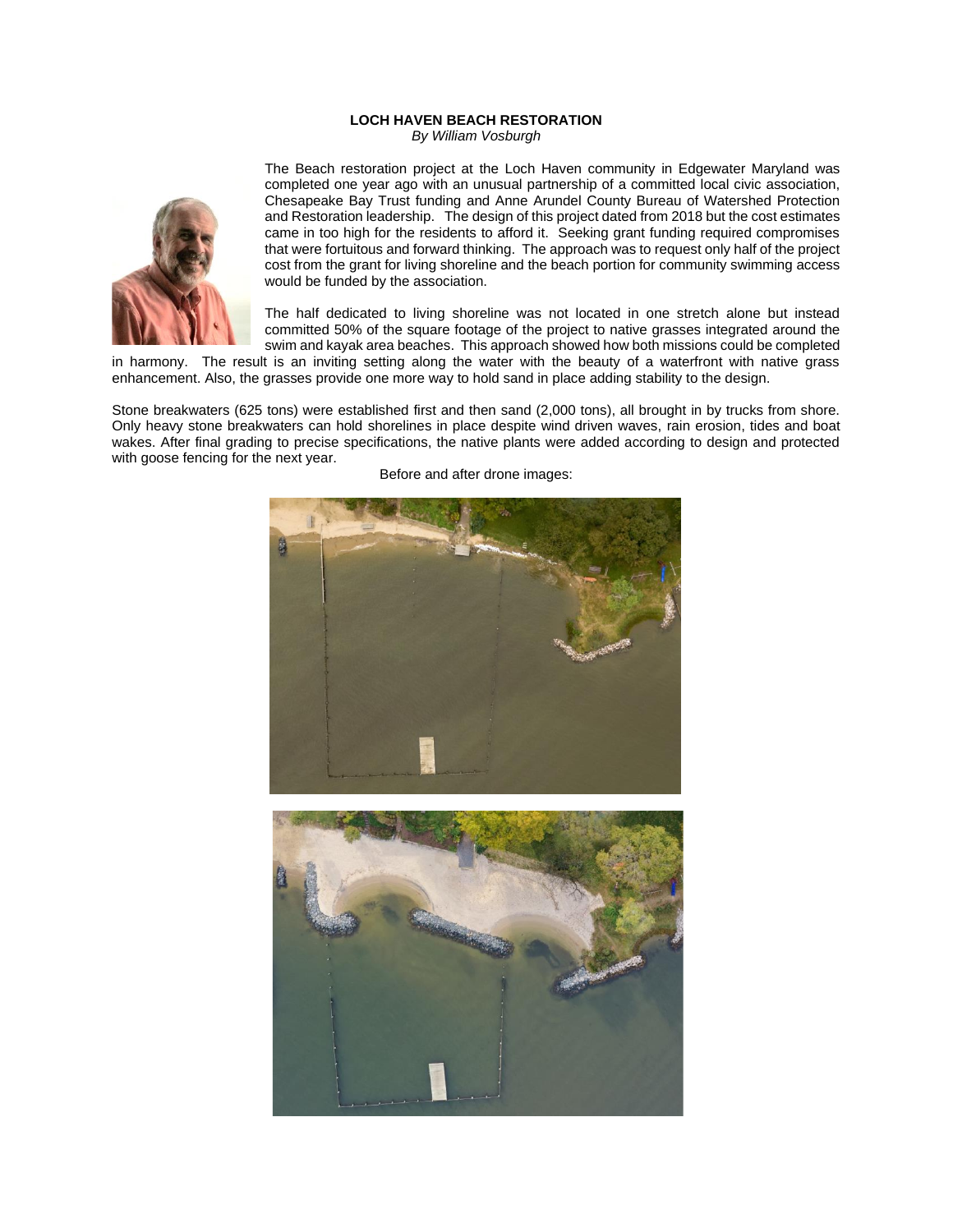**LOCH HAVEN BEACH RESTORATION**

*By William Vosburgh*

The Beach restoration project at the Loch Haven community in Edgewater Maryland was completed one year ago with an unusual partnership of a committed local civic association, Chesapeake Bay Trust funding and Anne Arundel County Bureau of Watershed Protection and Restoration leadership. The design of this project dated from 2018 but the cost estimates came in too high for the residents to afford it. Seeking grant funding required compromises that were fortuitous and forward thinking. The approach was to request only half of the project cost from the grant for living shoreline and the beach portion for community swimming access would be funded by the association.

The half dedicated to living shoreline was not located in one stretch alone but instead committed 50% of the square footage of the project to native grasses integrated around the swim and kayak area beaches. This approach showed how both missions could be completed in harmony. The result is an inviting setting along the water with the beauty of a waterfront with native grass enhancement. Also, the grasses provide one more way to hold sand in place adding stability to the design.

Stone breakwaters (625 tons) were established first and then sand (2,000 tons), all brought in by trucks from shore. Only heavy stone breakwaters can hold shorelines in place despite wind driven waves, rain erosion, tides and boat wakes. After final grading to precise specifications, the native plants were added according to design and protected with goose fencing for the next year.

Before and after drone images: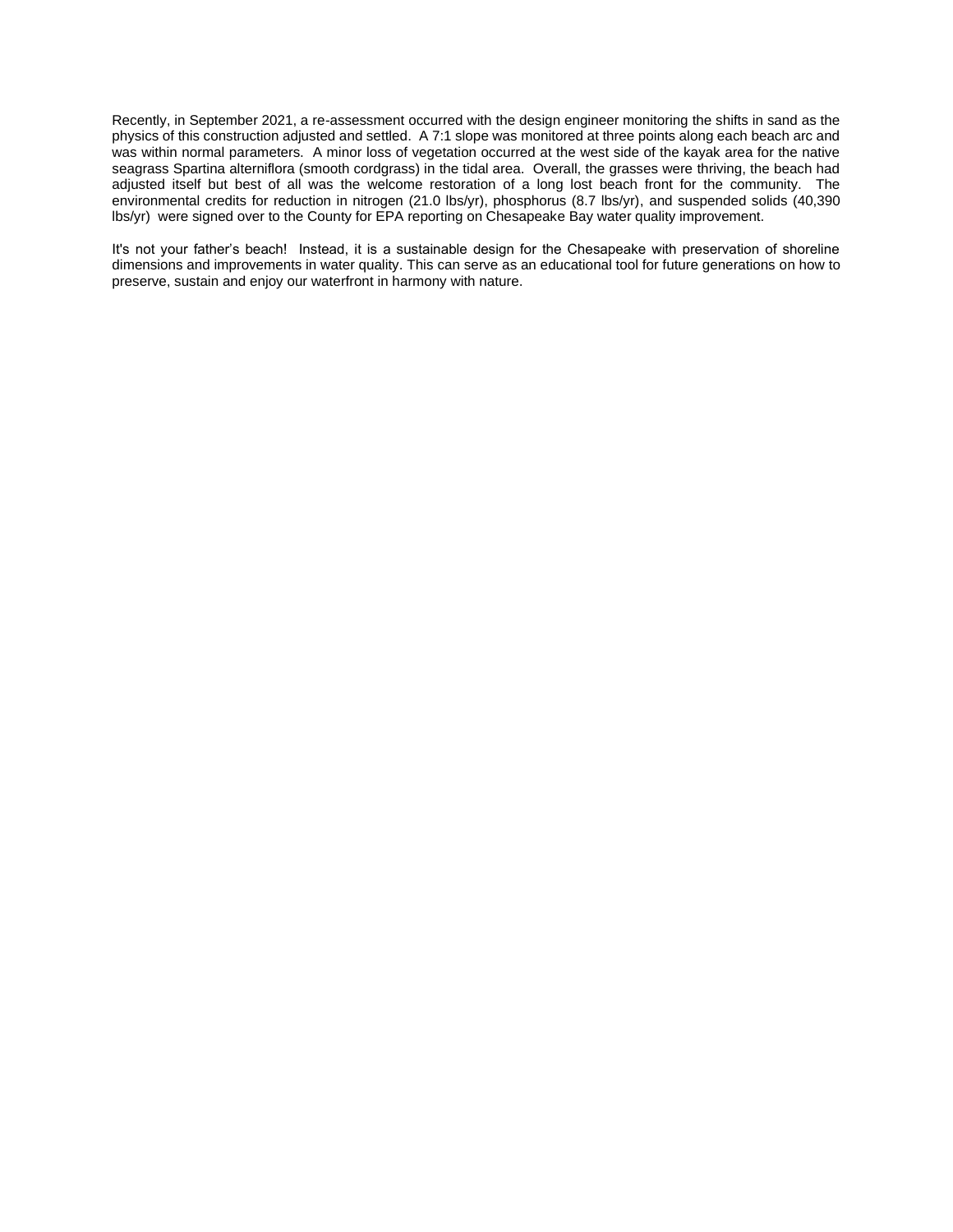Recently, in September 2021, a re-assessment occurred with the design engineer monitoring the shifts in sand as the physics of this construction adjusted and settled. A 7:1 slope was monitored at three points along each beach arc and was within normal parameters. A minor loss of vegetation occurred at the west side of the kayak area for the native seagrass Spartina alterniflora (smooth cordgrass) in the tidal area. Overall, the grasses were thriving, the beach had adjusted itself but best of all was the welcome restoration of a long lost beach front for the community. The environmental credits for reduction in nitrogen (21.0 lbs/yr), phosphorus (8.7 lbs/yr), and suspended solids (40,390 lbs/yr) were signed over to the County for EPA reporting on Chesapeake Bay water quality improvement.

It's not your father's beach! Instead, it is a sustainable design for the Chesapeake with preservation of shoreline dimensions and improvements in water quality. This can serve as an educational tool for future generations on how to preserve, sustain and enjoy our waterfront in harmony with nature.